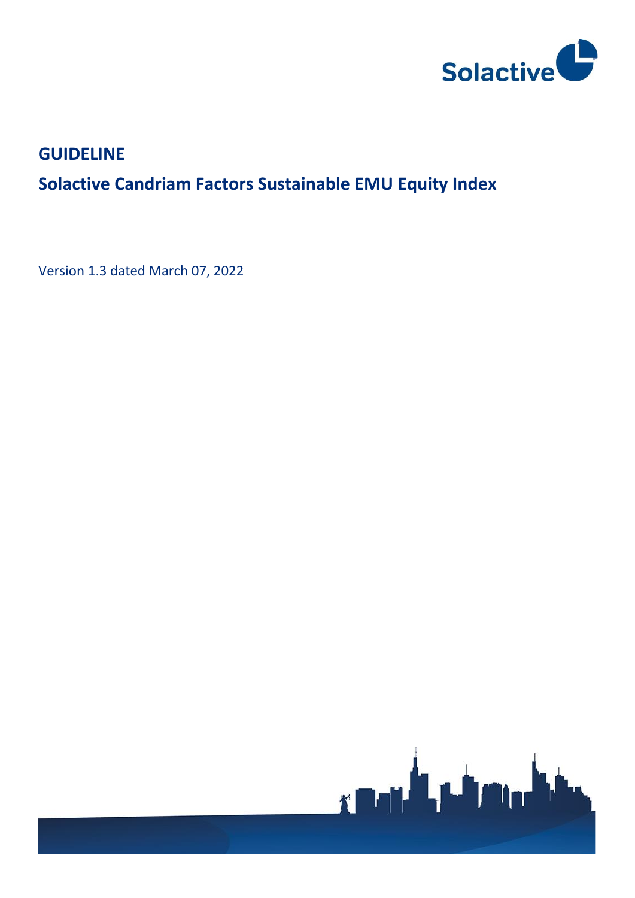Solactive

# GUIDELINE

## Solactive Candriam Factors Sustainable EMU Equity Index

Version 1.3 dated March 07, 2022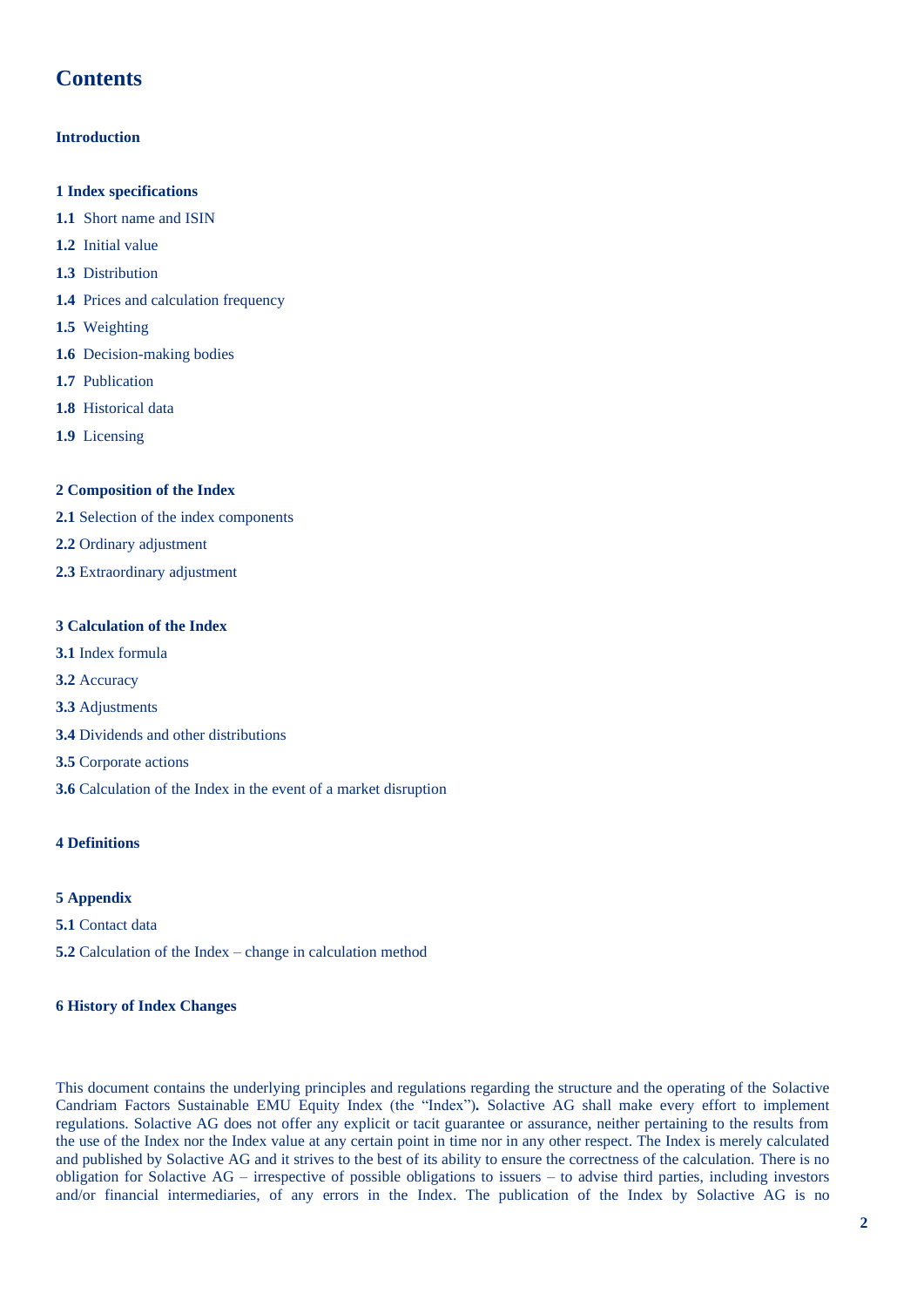# Contents

**Introduction**

**1 Index specifications**

**1.1** Short name and ISIN

**1.2** Initial value

**1.3** Distribution

**1.4** Prices and calculation frequency

**1.5** Weighting

**1.6** Decision-making bodies

**1.7** Publication

**1.8** Historical data

**1.9** Licensing

**2 Composition of the Index**

**2.1** Selection of the index components

**2.2** Ordinary adjustment

**2.3** Extraordinary adjustment

**3 Calculation of the Index**

**3.1** Index formula

**3.2** Accuracy

**3.3** Adjustments

**3.4** Dividends and other distributions

**3.5** Corporate actions

**3.6** Calculation of the Index in the event of a market disruption

**4 Definitions**

**5 Appendix**

**5.1** Contact data

**5.2** Calculation of the Index – change in calculation method

**6 History of Index Changes**

This document contains the underlying principles and regulations regarding the structure and the operating of the Solactive Candriam Factors Sustainable EMU Equity Index (the "Index")**.** Solactive AG shall make every effort to implement regulations. Solactive AG does not offer any explicit or tacit guarantee or assurance, neither pertaining to the results from the use of the Index nor the Index value at any certain point in time nor in any other respect. The Index is merely calculated and published by Solactive AG and it strives to the best of its ability to ensure the correctness of the calculation. There is no obligation for Solactive AG – irrespective of possible obligations to issuers – to advise third parties, including investors and/or financial intermediaries, of any errors in the Index. The publication of the Index by Solactive AG is no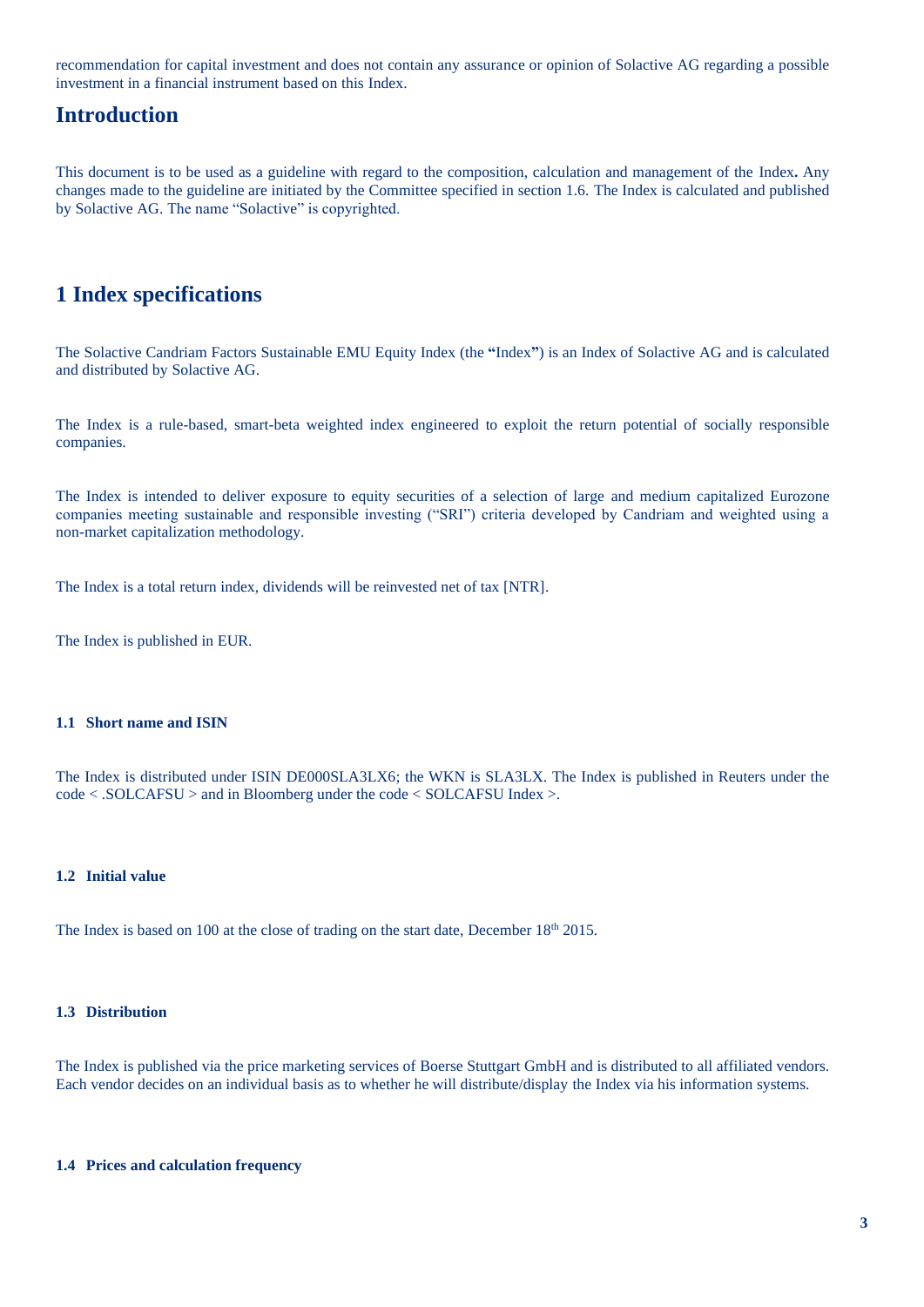recommendation for capital investment and does not contain any assurance or opinion of Solactive AG regarding a possible investment in a financial instrument based on this Index.

# Introduction

This document is to be used as a guideline with regard to the composition, calculation and management of the Index**.** Any changes made to the guideline are initiated by the Committee specified in section 1.6. The Index is calculated and published by Solactive AG. The name "Solactive" is copyrighted.

# 1 Index specifications

The Solactive Candriam Factors Sustainable EMU Equity Index (the **"**Index**"**) is an Index of Solactive AG and is calculated and distributed by Solactive AG.

The Index is a rule-based, smart-beta weighted index engineered to exploit the return potential of socially responsible companies.

The Index is intended to deliver exposure to equity securities of a selection of large and medium capitalized Eurozone companies meeting sustainable and responsible investing ("SRI") criteria developed by Candriam and weighted using a non-market capitalization methodology.

The Index is a total return index, dividends will be reinvested net of tax [NTR].

The Index is published in EUR.

### 1.1 Short name and ISIN

The Index is distributed under ISIN DE000SLA3LX6; the WKN is SLA3LX. The Index is published in Reuters under the code < .SOLCAFSU > and in Bloomberg under the code < SOLCAFSU Index >.

### 1.2 Initial value

The Index is based on 100 at the close of trading on the start date, December 18th 2015.

### 1.3 Distribution

The Index is published via the price marketing services of Boerse Stuttgart GmbH and is distributed to all affiliated vendors. Each vendor decides on an individual basis as to whether he will distribute/display the Index via his information systems.

### 1.4 Prices and calculation frequency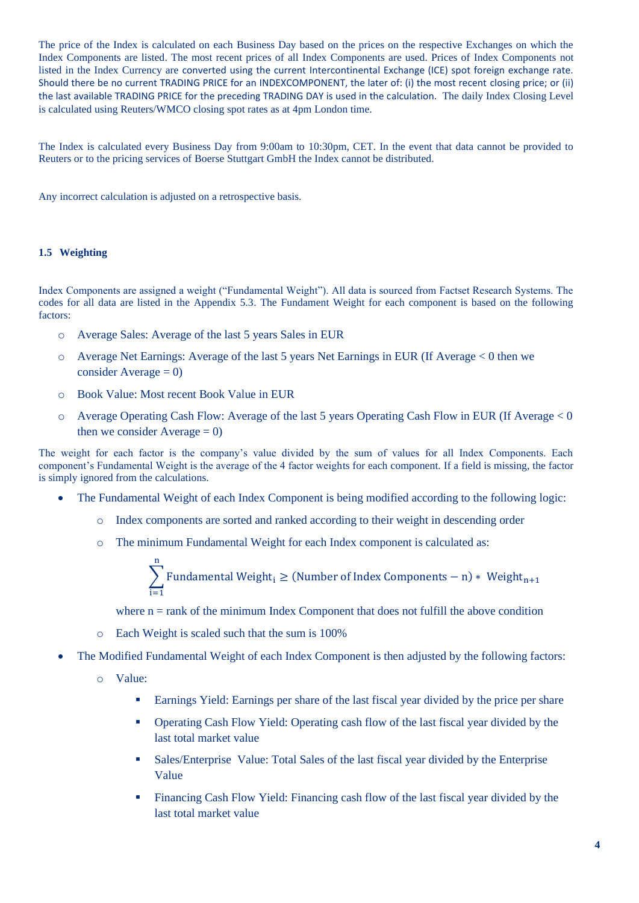The price of the Index is calculated on each Business Day based on the prices on the respective Exchanges on which the Index Components are listed. The most recent prices of all Index Components are used. Prices of Index Components not listed in the Index Currency are converted using the current Intercontinental Exchange (ICE) spot foreign exchange rate. Should there be no current TRADING PRICE for an INDEXCOMPONENT, the later of: (i) the most recent closing price; or (ii) the last available TRADING PRICE for the preceding TRADING DAY is used in the calculation. The daily Index Closing Level is calculated using Reuters/WMCO closing spot rates as at 4pm London time.

The Index is calculated every Business Day from 9:00am to 10:30pm, CET. In the event that data cannot be provided to Reuters or to the pricing services of Boerse Stuttgart GmbH the Index cannot be distributed.

Any incorrect calculation is adjusted on a retrospective basis.

### 1.5 Weighting

Index Components are assigned a weight ("Fundamental Weight"). All data is sourced from Factset Research Systems. The codes for all data are listed in the Appendix 5.3. The Fundament Weight for each component is based on the following factors:

- Average Sales: Average of the last 5 years Sales in EUR
- Average Net Earnings: Average of the last 5 years Net Earnings in EUR (If Average < 0 then we consider Average = 0)
- Book Value: Most recent Book Value in EUR
- Average Operating Cash Flow: Average of the last 5 years Operating Cash Flow in EUR (If Average < 0 then we consider Average = 0)

The weight for each factor is the company's value divided by the sum of values for all Index Components. Each component's Fundamental Weight is the average of the 4 factor weights for each component. If a field is missing, the factor is simply ignored from the calculations.

- The Fundamental Weight of each Index Component is being modified according to the following logic:
  - Index components are sorted and ranked according to their weight in descending order
  - The minimum Fundamental Weight for each Index component is calculated as:

    $$\sum_{i=1}^{n} \text{Fundamental Weight}_i \geq (\text{Number of Index Components} - \text{n}) * \text{ Weight}_{n+1}$$

    where n = rank of the minimum Index Component that does not fulfill the above condition
  - Each Weight is scaled such that the sum is 100%
- The Modified Fundamental Weight of each Index Component is then adjusted by the following factors:
  - Value:
    - Earnings Yield: Earnings per share of the last fiscal year divided by the price per share
    - Operating Cash Flow Yield: Operating cash flow of the last fiscal year divided by the last total market value
    - Sales/Enterprise Value: Total Sales of the last fiscal year divided by the Enterprise Value
    - Financing Cash Flow Yield: Financing cash flow of the last fiscal year divided by the last total market value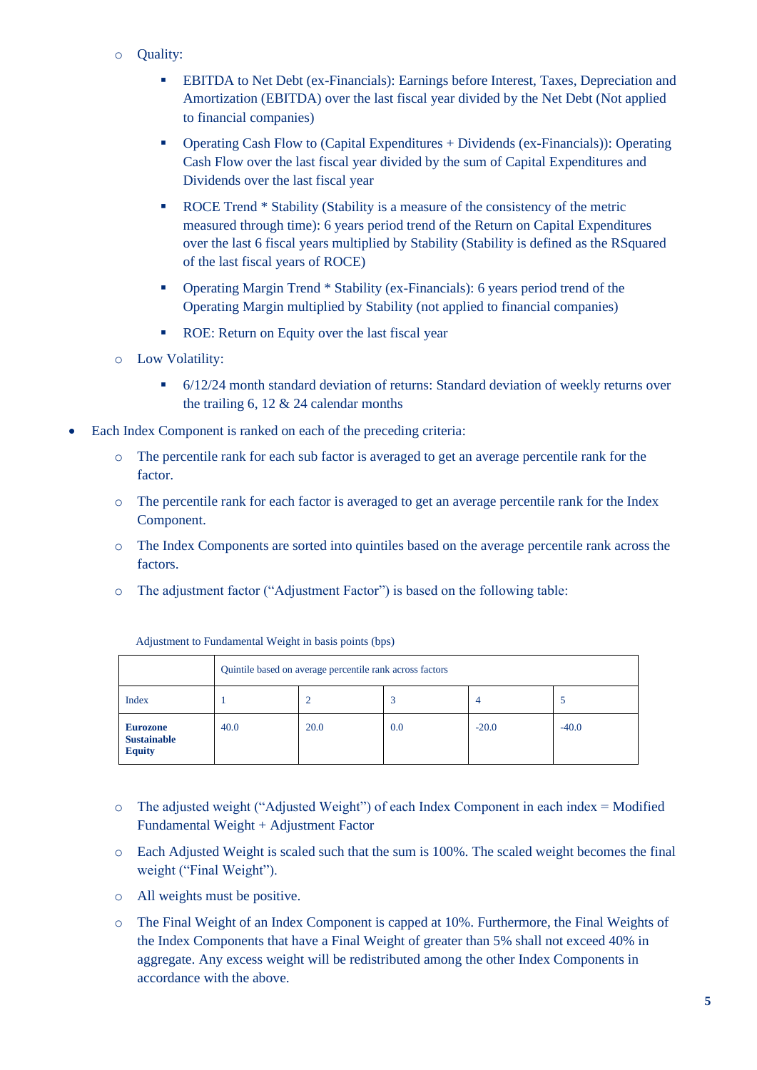- Quality:
  - EBITDA to Net Debt (ex-Financials): Earnings before Interest, Taxes, Depreciation and Amortization (EBITDA) over the last fiscal year divided by the Net Debt (Not applied to financial companies)
  - Operating Cash Flow to (Capital Expenditures + Dividends (ex-Financials)): Operating Cash Flow over the last fiscal year divided by the sum of Capital Expenditures and Dividends over the last fiscal year
  - ROCE Trend * Stability (Stability is a measure of the consistency of the metric measured through time): 6 years period trend of the Return on Capital Expenditures over the last 6 fiscal years multiplied by Stability (Stability is defined as the RSquared of the last fiscal years of ROCE)
  - Operating Margin Trend * Stability (ex-Financials): 6 years period trend of the Operating Margin multiplied by Stability (not applied to financial companies)
  - ROE: Return on Equity over the last fiscal year
- Low Volatility:
  - 6/12/24 month standard deviation of returns: Standard deviation of weekly returns over the trailing 6, 12 & 24 calendar months

- Each Index Component is ranked on each of the preceding criteria:
  - The percentile rank for each sub factor is averaged to get an average percentile rank for the factor.
  - The percentile rank for each factor is averaged to get an average percentile rank for the Index Component.
  - The Index Components are sorted into quintiles based on the average percentile rank across the factors.
  - The adjustment factor ("Adjustment Factor") is based on the following table:

Adjustment to Fundamental Weight in basis points (bps)

| | Quintile based on average percentile rank across factors | | | | |
|---|---|---|---|---|---|
| Index | 1 | 2 | 3 | 4 | 5 |
| **Eurozone Sustainable Equity** | 40.0 | 20.0 | 0.0 | -20.0 | -40.0 |

  - The adjusted weight ("Adjusted Weight") of each Index Component in each index = Modified Fundamental Weight + Adjustment Factor
  - Each Adjusted Weight is scaled such that the sum is 100%. The scaled weight becomes the final weight ("Final Weight").
  - All weights must be positive.
  - The Final Weight of an Index Component is capped at 10%. Furthermore, the Final Weights of the Index Components that have a Final Weight of greater than 5% shall not exceed 40% in aggregate. Any excess weight will be redistributed among the other Index Components in accordance with the above.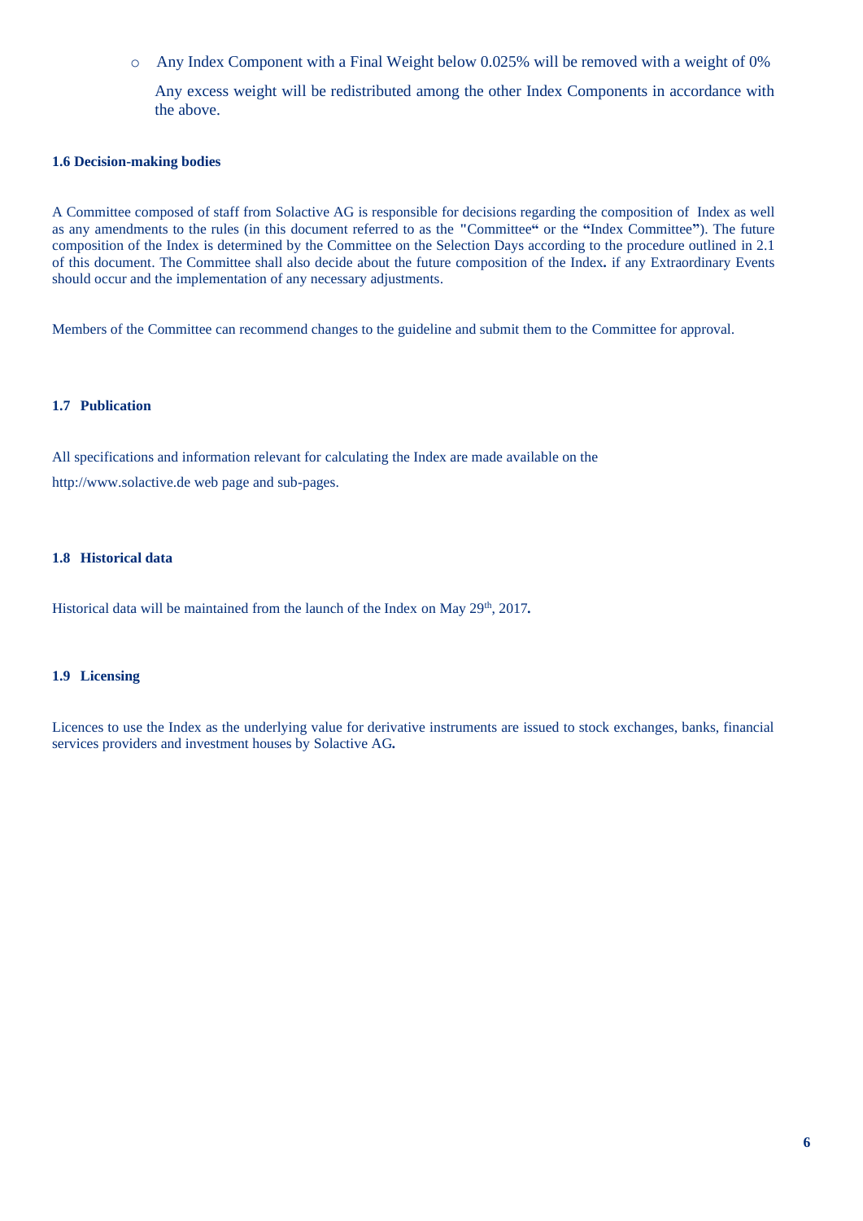- Any Index Component with a Final Weight below 0.025% will be removed with a weight of 0%

  Any excess weight will be redistributed among the other Index Components in accordance with the above.

### 1.6 Decision-making bodies

A Committee composed of staff from Solactive AG is responsible for decisions regarding the composition of Index as well as any amendments to the rules (in this document referred to as the "Committee" or the "Index Committee"). The future composition of the Index is determined by the Committee on the Selection Days according to the procedure outlined in 2.1 of this document. The Committee shall also decide about the future composition of the Index. if any Extraordinary Events should occur and the implementation of any necessary adjustments.

Members of the Committee can recommend changes to the guideline and submit them to the Committee for approval.

### 1.7 Publication

All specifications and information relevant for calculating the Index are made available on the http://www.solactive.de web page and sub-pages.

### 1.8 Historical data

Historical data will be maintained from the launch of the Index on May 29th, 2017.

### 1.9 Licensing

Licences to use the Index as the underlying value for derivative instruments are issued to stock exchanges, banks, financial services providers and investment houses by Solactive AG.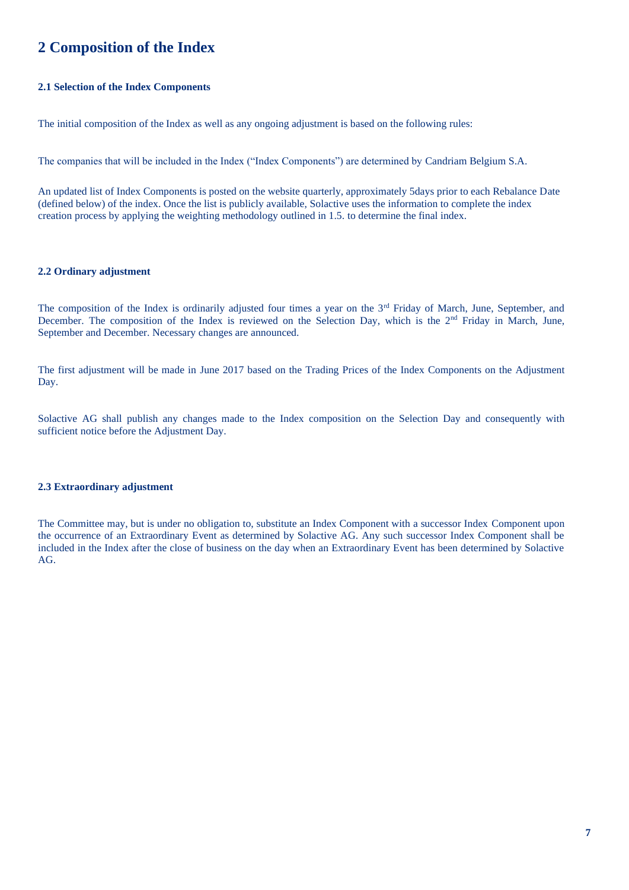# 2 Composition of the Index

### 2.1 Selection of the Index Components

The initial composition of the Index as well as any ongoing adjustment is based on the following rules:

The companies that will be included in the Index ("Index Components") are determined by Candriam Belgium S.A.

An updated list of Index Components is posted on the website quarterly, approximately 5days prior to each Rebalance Date (defined below) of the index. Once the list is publicly available, Solactive uses the information to complete the index creation process by applying the weighting methodology outlined in 1.5. to determine the final index.

### 2.2 Ordinary adjustment

The composition of the Index is ordinarily adjusted four times a year on the 3rd Friday of March, June, September, and December. The composition of the Index is reviewed on the Selection Day, which is the 2nd Friday in March, June, September and December. Necessary changes are announced.

The first adjustment will be made in June 2017 based on the Trading Prices of the Index Components on the Adjustment Day.

Solactive AG shall publish any changes made to the Index composition on the Selection Day and consequently with sufficient notice before the Adjustment Day.

### 2.3 Extraordinary adjustment

The Committee may, but is under no obligation to, substitute an Index Component with a successor Index Component upon the occurrence of an Extraordinary Event as determined by Solactive AG. Any such successor Index Component shall be included in the Index after the close of business on the day when an Extraordinary Event has been determined by Solactive AG.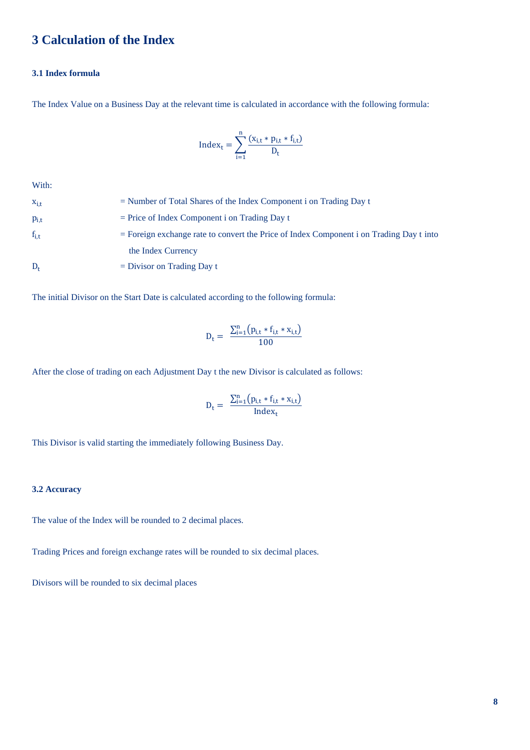# 3 Calculation of the Index

### 3.1 Index formula

The Index Value on a Business Day at the relevant time is calculated in accordance with the following formula:

$$\text{Index}_t = \sum_{i=1}^{n} \frac{(x_{i,t} * p_{i,t} * f_{i,t})}{D_t}$$

With:

$x_{i,t}$ = Number of Total Shares of the Index Component i on Trading Day t

$p_{i,t}$ = Price of Index Component i on Trading Day t

$f_{i,t}$ = Foreign exchange rate to convert the Price of Index Component i on Trading Day t into the Index Currency

$D_t$ = Divisor on Trading Day t

The initial Divisor on the Start Date is calculated according to the following formula:

$$D_t = \frac{\sum_{i=1}^{n}(p_{i,t} * f_{i,t} * x_{i,t})}{100}$$

After the close of trading on each Adjustment Day t the new Divisor is calculated as follows:

$$D_t = \frac{\sum_{i=1}^{n}(p_{i,t} * f_{i,t} * x_{i,t})}{\text{Index}_t}$$

This Divisor is valid starting the immediately following Business Day.

### 3.2 Accuracy

The value of the Index will be rounded to 2 decimal places.

Trading Prices and foreign exchange rates will be rounded to six decimal places.

Divisors will be rounded to six decimal places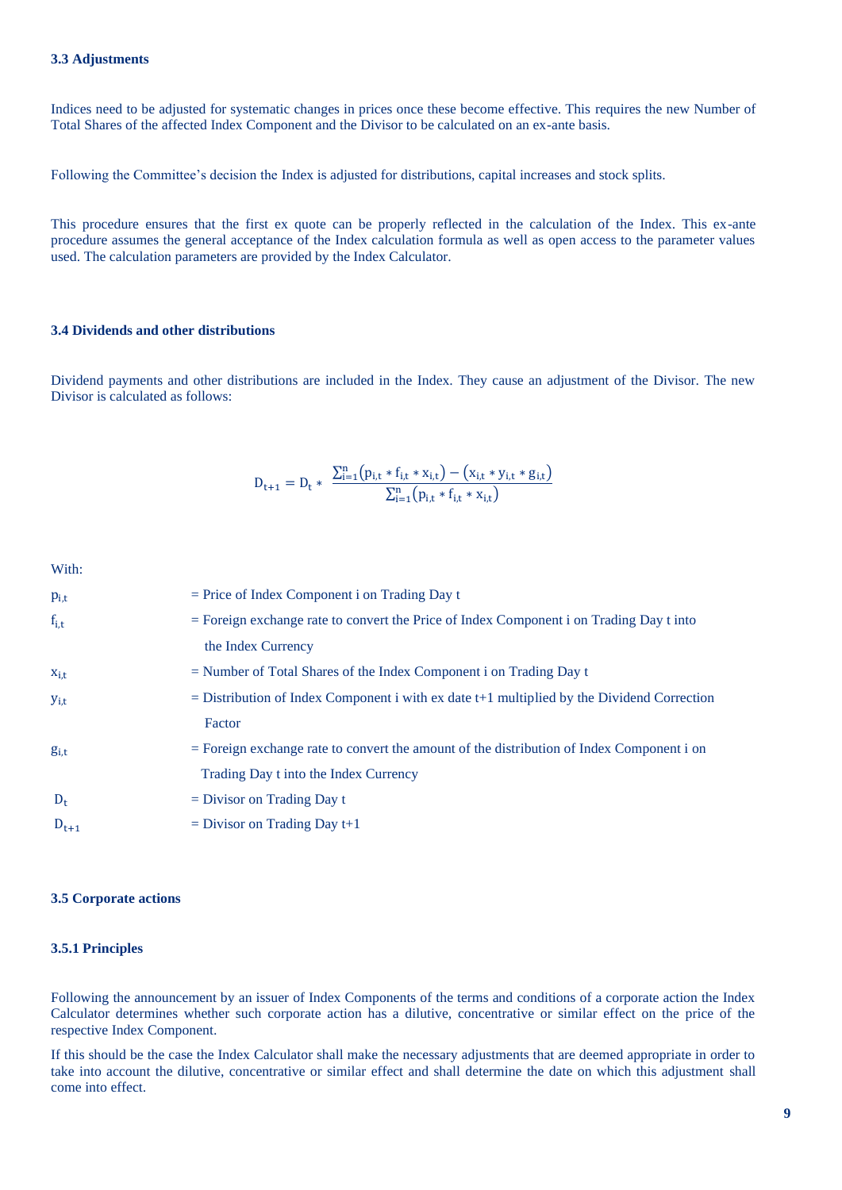### 3.3 Adjustments

Indices need to be adjusted for systematic changes in prices once these become effective. This requires the new Number of Total Shares of the affected Index Component and the Divisor to be calculated on an ex-ante basis.

Following the Committee's decision the Index is adjusted for distributions, capital increases and stock splits.

This procedure ensures that the first ex quote can be properly reflected in the calculation of the Index. This ex-ante procedure assumes the general acceptance of the Index calculation formula as well as open access to the parameter values used. The calculation parameters are provided by the Index Calculator.

### 3.4 Dividends and other distributions

Dividend payments and other distributions are included in the Index. They cause an adjustment of the Divisor. The new Divisor is calculated as follows:

$$D_{t+1} = D_t * \frac{\sum_{i=1}^{n}\left(p_{i,t} * f_{i,t} * x_{i,t}\right) - \left(x_{i,t} * y_{i,t} * g_{i,t}\right)}{\sum_{i=1}^{n}\left(p_{i,t} * f_{i,t} * x_{i,t}\right)}$$

With:

| | |
|---|---|
| $p_{i,t}$ | = Price of Index Component i on Trading Day t |
| $f_{i,t}$ | = Foreign exchange rate to convert the Price of Index Component i on Trading Day t into the Index Currency |
| $x_{i,t}$ | = Number of Total Shares of the Index Component i on Trading Day t |
| $y_{i,t}$ | = Distribution of Index Component i with ex date t+1 multiplied by the Dividend Correction Factor |
| $g_{i,t}$ | = Foreign exchange rate to convert the amount of the distribution of Index Component i on Trading Day t into the Index Currency |
| $D_t$ | = Divisor on Trading Day t |
| $D_{t+1}$ | = Divisor on Trading Day t+1 |

### 3.5 Corporate actions

#### 3.5.1 Principles

Following the announcement by an issuer of Index Components of the terms and conditions of a corporate action the Index Calculator determines whether such corporate action has a dilutive, concentrative or similar effect on the price of the respective Index Component.

If this should be the case the Index Calculator shall make the necessary adjustments that are deemed appropriate in order to take into account the dilutive, concentrative or similar effect and shall determine the date on which this adjustment shall come into effect.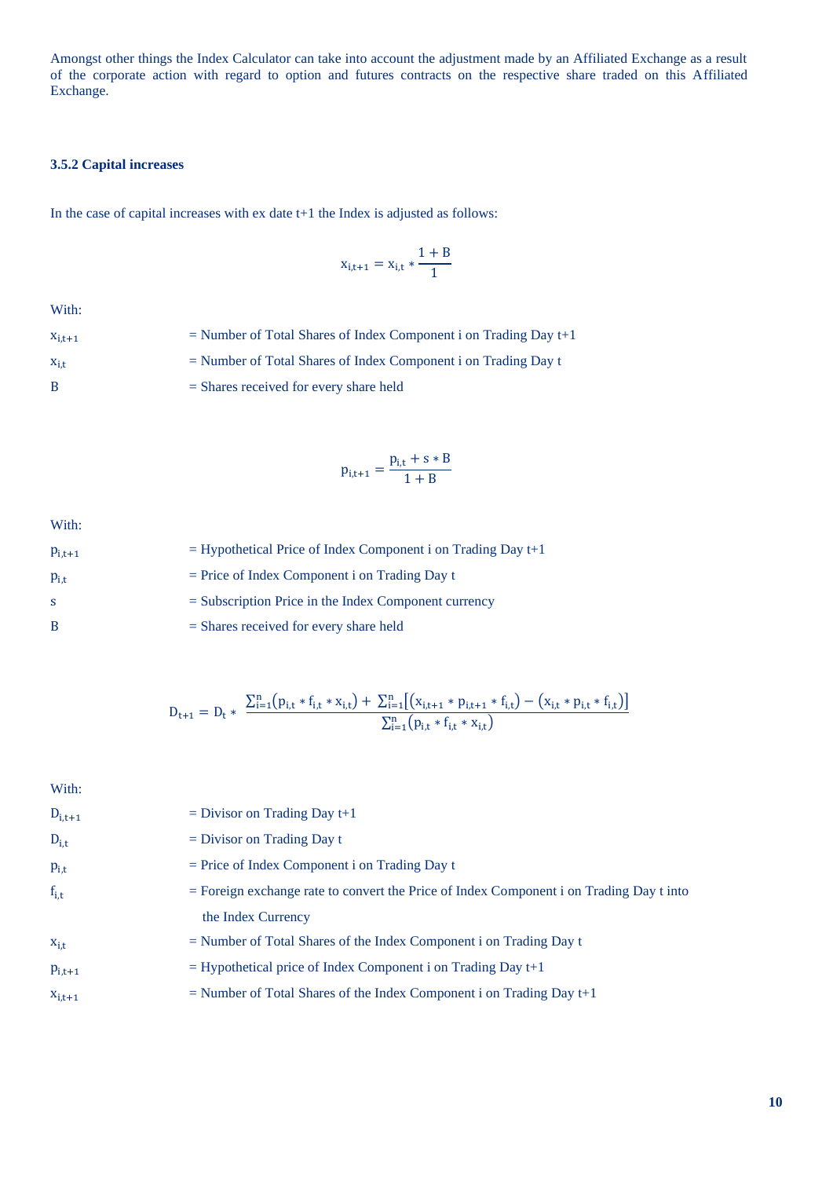Amongst other things the Index Calculator can take into account the adjustment made by an Affiliated Exchange as a result of the corporate action with regard to option and futures contracts on the respective share traded on this Affiliated Exchange.

### 3.5.2 Capital increases

In the case of capital increases with ex date t+1 the Index is adjusted as follows:

$$x_{i,t+1} = x_{i,t} * \frac{1+B}{1}$$

With:

| | |
|---|---|
| $x_{i,t+1}$ | = Number of Total Shares of Index Component i on Trading Day t+1 |
| $x_{i,t}$ | = Number of Total Shares of Index Component i on Trading Day t |
| B | = Shares received for every share held |

$$p_{i,t+1} = \frac{p_{i,t} + s * B}{1+B}$$

With:

| | |
|---|---|
| $p_{i,t+1}$ | = Hypothetical Price of Index Component i on Trading Day t+1 |
| $p_{i,t}$ | = Price of Index Component i on Trading Day t |
| s | = Subscription Price in the Index Component currency |
| B | = Shares received for every share held |

$$D_{t+1} = D_t * \frac{\sum_{i=1}^{n}\left(p_{i,t} * f_{i,t} * x_{i,t}\right) + \sum_{i=1}^{n}\left[\left(x_{i,t+1} * p_{i,t+1} * f_{i,t}\right) - \left(x_{i,t} * p_{i,t} * f_{i,t}\right)\right]}{\sum_{i=1}^{n}\left(p_{i,t} * f_{i,t} * x_{i,t}\right)}$$

With:

| | |
|---|---|
| $D_{i,t+1}$ | = Divisor on Trading Day t+1 |
| $D_{i,t}$ | = Divisor on Trading Day t |
| $p_{i,t}$ | = Price of Index Component i on Trading Day t |
| $f_{i,t}$ | = Foreign exchange rate to convert the Price of Index Component i on Trading Day t into the Index Currency |
| $x_{i,t}$ | = Number of Total Shares of the Index Component i on Trading Day t |
| $p_{i,t+1}$ | = Hypothetical price of Index Component i on Trading Day t+1 |
| $x_{i,t+1}$ | = Number of Total Shares of the Index Component i on Trading Day t+1 |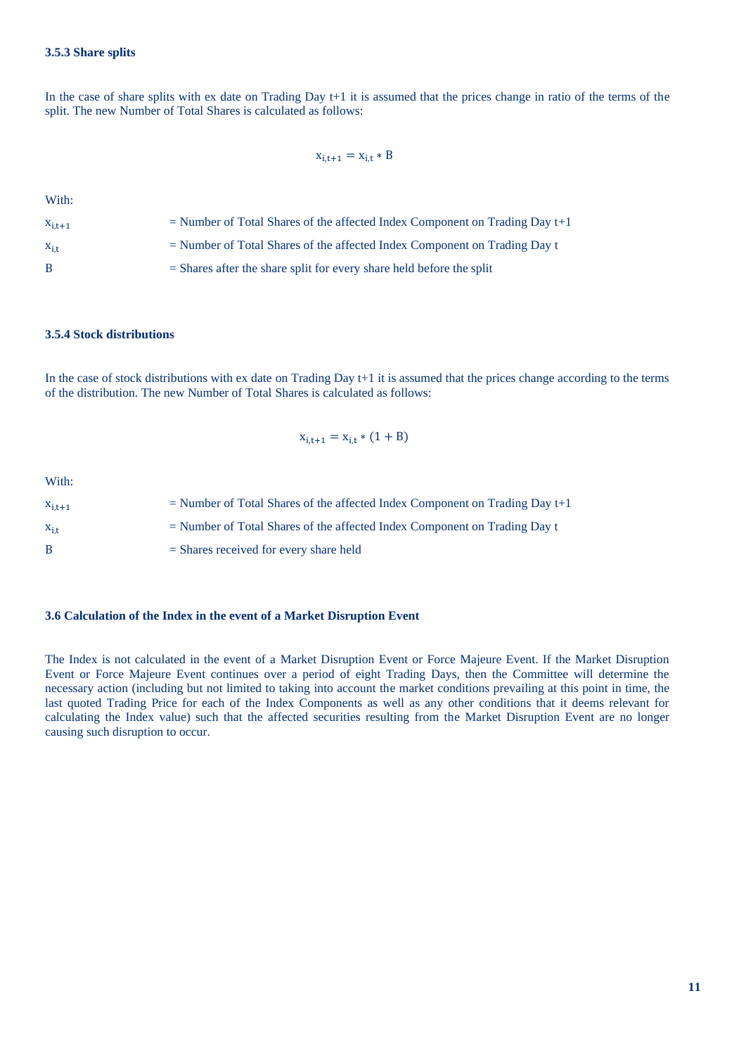#### 3.5.3 Share splits

In the case of share splits with ex date on Trading Day t+1 it is assumed that the prices change in ratio of the terms of the split. The new Number of Total Shares is calculated as follows:

$$x_{i,t+1} = x_{i,t} * B$$

With:

| | |
|---|---|
| $x_{i,t+1}$ | = Number of Total Shares of the affected Index Component on Trading Day t+1 |
| $x_{i,t}$ | = Number of Total Shares of the affected Index Component on Trading Day t |
| B | = Shares after the share split for every share held before the split |

#### 3.5.4 Stock distributions

In the case of stock distributions with ex date on Trading Day t+1 it is assumed that the prices change according to the terms of the distribution. The new Number of Total Shares is calculated as follows:

$$x_{i,t+1} = x_{i,t} * (1 + B)$$

With:

| | |
|---|---|
| $x_{i,t+1}$ | = Number of Total Shares of the affected Index Component on Trading Day t+1 |
| $x_{i,t}$ | = Number of Total Shares of the affected Index Component on Trading Day t |
| B | = Shares received for every share held |

### 3.6 Calculation of the Index in the event of a Market Disruption Event

The Index is not calculated in the event of a Market Disruption Event or Force Majeure Event. If the Market Disruption Event or Force Majeure Event continues over a period of eight Trading Days, then the Committee will determine the necessary action (including but not limited to taking into account the market conditions prevailing at this point in time, the last quoted Trading Price for each of the Index Components as well as any other conditions that it deems relevant for calculating the Index value) such that the affected securities resulting from the Market Disruption Event are no longer causing such disruption to occur.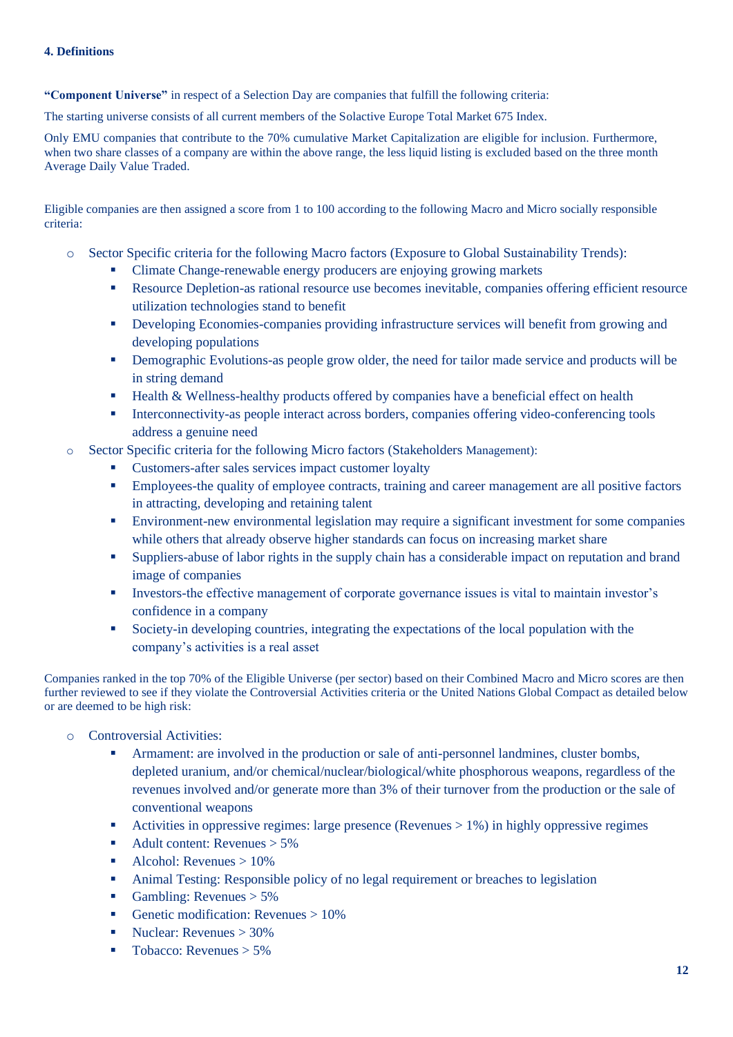**4. Definitions**

**"Component Universe"** in respect of a Selection Day are companies that fulfill the following criteria:

The starting universe consists of all current members of the Solactive Europe Total Market 675 Index.

Only EMU companies that contribute to the 70% cumulative Market Capitalization are eligible for inclusion. Furthermore, when two share classes of a company are within the above range, the less liquid listing is excluded based on the three month Average Daily Value Traded.

Eligible companies are then assigned a score from 1 to 100 according to the following Macro and Micro socially responsible criteria:

- Sector Specific criteria for the following Macro factors (Exposure to Global Sustainability Trends):
  - Climate Change-renewable energy producers are enjoying growing markets
  - Resource Depletion-as rational resource use becomes inevitable, companies offering efficient resource utilization technologies stand to benefit
  - Developing Economies-companies providing infrastructure services will benefit from growing and developing populations
  - Demographic Evolutions-as people grow older, the need for tailor made service and products will be in string demand
  - Health & Wellness-healthy products offered by companies have a beneficial effect on health
  - Interconnectivity-as people interact across borders, companies offering video-conferencing tools address a genuine need
- Sector Specific criteria for the following Micro factors (Stakeholders Management):
  - Customers-after sales services impact customer loyalty
  - Employees-the quality of employee contracts, training and career management are all positive factors in attracting, developing and retaining talent
  - Environment-new environmental legislation may require a significant investment for some companies while others that already observe higher standards can focus on increasing market share
  - Suppliers-abuse of labor rights in the supply chain has a considerable impact on reputation and brand image of companies
  - Investors-the effective management of corporate governance issues is vital to maintain investor's confidence in a company
  - Society-in developing countries, integrating the expectations of the local population with the company's activities is a real asset

Companies ranked in the top 70% of the Eligible Universe (per sector) based on their Combined Macro and Micro scores are then further reviewed to see if they violate the Controversial Activities criteria or the United Nations Global Compact as detailed below or are deemed to be high risk:

- Controversial Activities:
  - Armament: are involved in the production or sale of anti-personnel landmines, cluster bombs, depleted uranium, and/or chemical/nuclear/biological/white phosphorous weapons, regardless of the revenues involved and/or generate more than 3% of their turnover from the production or the sale of conventional weapons
  - Activities in oppressive regimes: large presence (Revenues > 1%) in highly oppressive regimes
  - Adult content: Revenues > 5%
  - Alcohol: Revenues > 10%
  - Animal Testing: Responsible policy of no legal requirement or breaches to legislation
  - Gambling: Revenues > 5%
  - Genetic modification: Revenues > 10%
  - Nuclear: Revenues > 30%
  - Tobacco: Revenues > 5%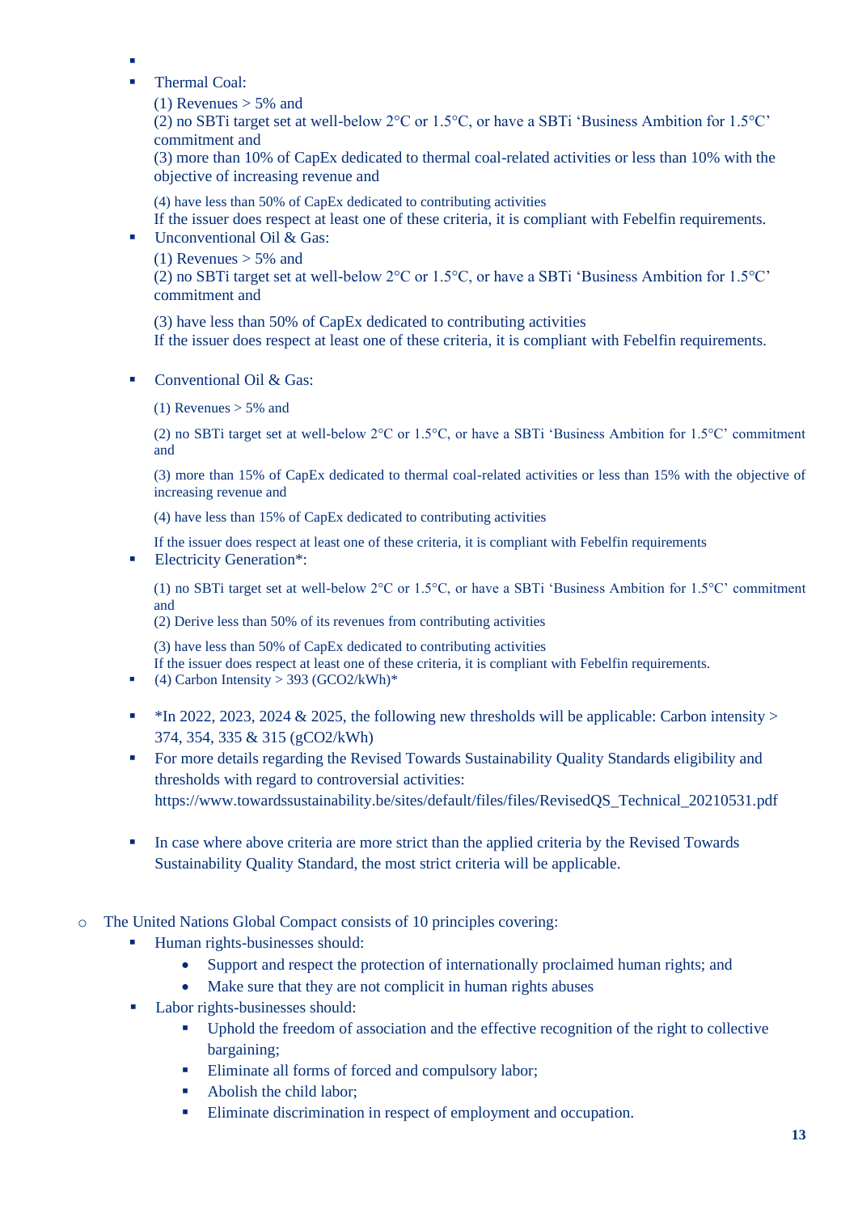- 
- Thermal Coal:

  (1) Revenues > 5% and

  (2) no SBTi target set at well-below 2°C or 1.5°C, or have a SBTi 'Business Ambition for 1.5°C' commitment and

  (3) more than 10% of CapEx dedicated to thermal coal-related activities or less than 10% with the objective of increasing revenue and

  (4) have less than 50% of CapEx dedicated to contributing activities

  If the issuer does respect at least one of these criteria, it is compliant with Febelfin requirements.
- Unconventional Oil & Gas:

  (1) Revenues > 5% and

  (2) no SBTi target set at well-below 2°C or 1.5°C, or have a SBTi 'Business Ambition for 1.5°C' commitment and

  (3) have less than 50% of CapEx dedicated to contributing activities

  If the issuer does respect at least one of these criteria, it is compliant with Febelfin requirements.

- Conventional Oil & Gas:

  (1) Revenues > 5% and

  (2) no SBTi target set at well-below 2°C or 1.5°C, or have a SBTi 'Business Ambition for 1.5°C' commitment and

  (3) more than 15% of CapEx dedicated to thermal coal-related activities or less than 15% with the objective of increasing revenue and

  (4) have less than 15% of CapEx dedicated to contributing activities

  If the issuer does respect at least one of these criteria, it is compliant with Febelfin requirements
- Electricity Generation*:

  (1) no SBTi target set at well-below 2°C or 1.5°C, or have a SBTi 'Business Ambition for 1.5°C' commitment and

  (2) Derive less than 50% of its revenues from contributing activities

  (3) have less than 50% of CapEx dedicated to contributing activities

  If the issuer does respect at least one of these criteria, it is compliant with Febelfin requirements.
- (4) Carbon Intensity > 393 (GCO2/kWh)*

- *In 2022, 2023, 2024 & 2025, the following new thresholds will be applicable: Carbon intensity > 374, 354, 335 & 315 (gCO2/kWh)
- For more details regarding the Revised Towards Sustainability Quality Standards eligibility and thresholds with regard to controversial activities: https://www.towardssustainability.be/sites/default/files/files/RevisedQS_Technical_20210531.pdf

- In case where above criteria are more strict than the applied criteria by the Revised Towards Sustainability Quality Standard, the most strict criteria will be applicable.

- The United Nations Global Compact consists of 10 principles covering:
  - Human rights-businesses should:
    - Support and respect the protection of internationally proclaimed human rights; and
    - Make sure that they are not complicit in human rights abuses
  - Labor rights-businesses should:
    - Uphold the freedom of association and the effective recognition of the right to collective bargaining;
    - Eliminate all forms of forced and compulsory labor;
    - Abolish the child labor;
    - Eliminate discrimination in respect of employment and occupation.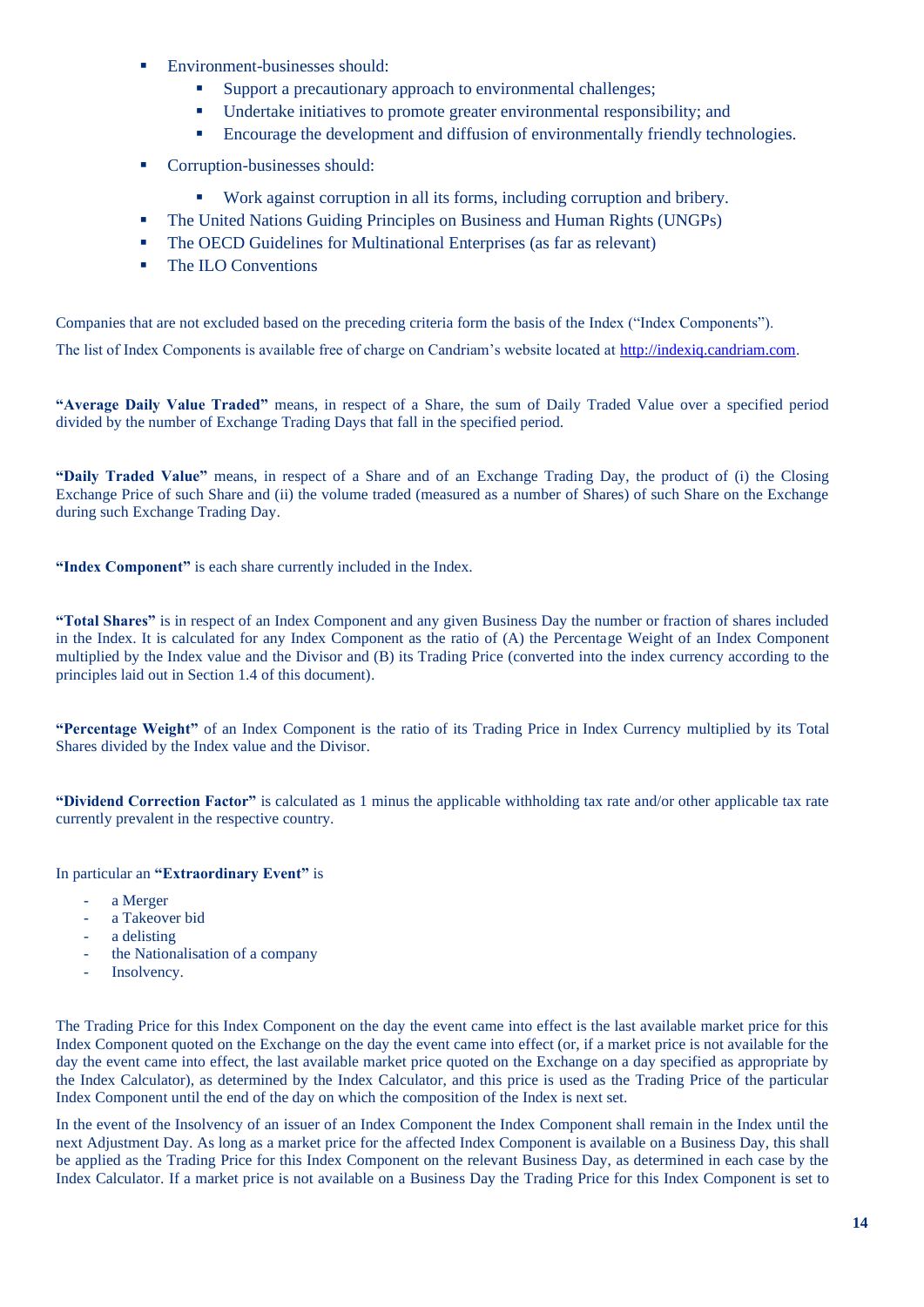- Environment-businesses should:
    - Support a precautionary approach to environmental challenges;
    - Undertake initiatives to promote greater environmental responsibility; and
    - Encourage the development and diffusion of environmentally friendly technologies.
- Corruption-businesses should:
    - Work against corruption in all its forms, including corruption and bribery.
- The United Nations Guiding Principles on Business and Human Rights (UNGPs)
- The OECD Guidelines for Multinational Enterprises (as far as relevant)
- The ILO Conventions

Companies that are not excluded based on the preceding criteria form the basis of the Index ("Index Components").

The list of Index Components is available free of charge on Candriam's website located at http://indexiq.candriam.com.

**"Average Daily Value Traded"** means, in respect of a Share, the sum of Daily Traded Value over a specified period divided by the number of Exchange Trading Days that fall in the specified period.

**"Daily Traded Value"** means, in respect of a Share and of an Exchange Trading Day, the product of (i) the Closing Exchange Price of such Share and (ii) the volume traded (measured as a number of Shares) of such Share on the Exchange during such Exchange Trading Day.

**"Index Component"** is each share currently included in the Index.

**"Total Shares"** is in respect of an Index Component and any given Business Day the number or fraction of shares included in the Index. It is calculated for any Index Component as the ratio of (A) the Percentage Weight of an Index Component multiplied by the Index value and the Divisor and (B) its Trading Price (converted into the index currency according to the principles laid out in Section 1.4 of this document).

**"Percentage Weight"** of an Index Component is the ratio of its Trading Price in Index Currency multiplied by its Total Shares divided by the Index value and the Divisor.

**"Dividend Correction Factor"** is calculated as 1 minus the applicable withholding tax rate and/or other applicable tax rate currently prevalent in the respective country.

In particular an **"Extraordinary Event"** is

- a Merger
- a Takeover bid
- a delisting
- the Nationalisation of a company
- Insolvency.

The Trading Price for this Index Component on the day the event came into effect is the last available market price for this Index Component quoted on the Exchange on the day the event came into effect (or, if a market price is not available for the day the event came into effect, the last available market price quoted on the Exchange on a day specified as appropriate by the Index Calculator), as determined by the Index Calculator, and this price is used as the Trading Price of the particular Index Component until the end of the day on which the composition of the Index is next set.

In the event of the Insolvency of an issuer of an Index Component the Index Component shall remain in the Index until the next Adjustment Day. As long as a market price for the affected Index Component is available on a Business Day, this shall be applied as the Trading Price for this Index Component on the relevant Business Day, as determined in each case by the Index Calculator. If a market price is not available on a Business Day the Trading Price for this Index Component is set to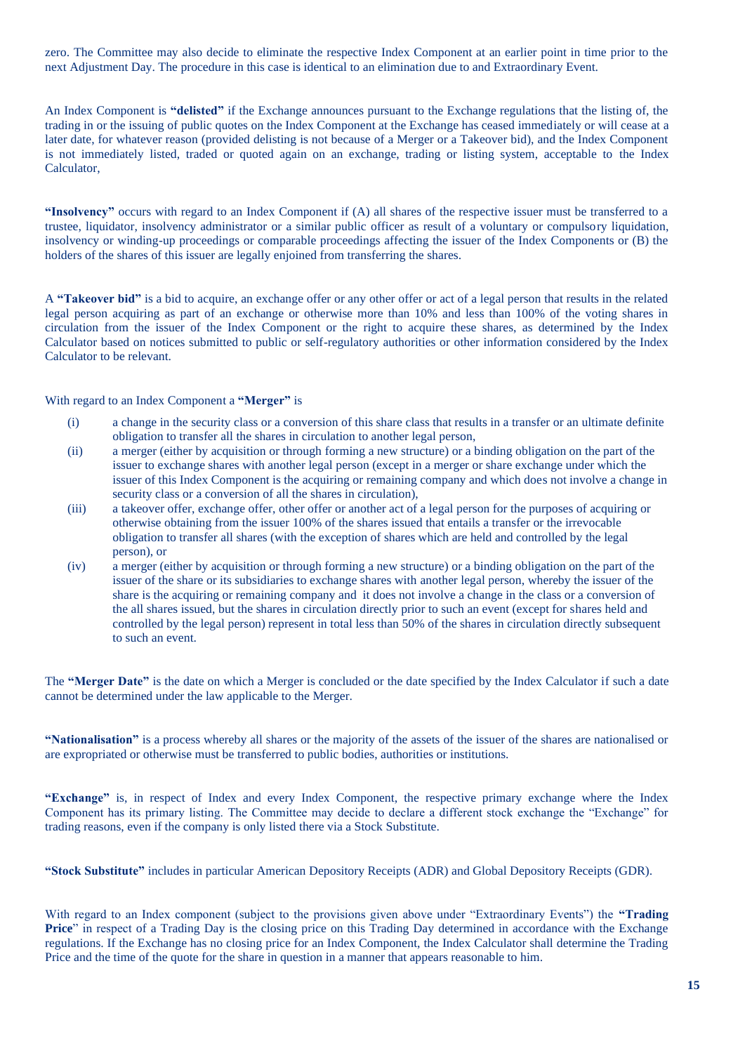zero. The Committee may also decide to eliminate the respective Index Component at an earlier point in time prior to the next Adjustment Day. The procedure in this case is identical to an elimination due to and Extraordinary Event.

An Index Component is **"delisted"** if the Exchange announces pursuant to the Exchange regulations that the listing of, the trading in or the issuing of public quotes on the Index Component at the Exchange has ceased immediately or will cease at a later date, for whatever reason (provided delisting is not because of a Merger or a Takeover bid), and the Index Component is not immediately listed, traded or quoted again on an exchange, trading or listing system, acceptable to the Index Calculator,

**"Insolvency"** occurs with regard to an Index Component if (A) all shares of the respective issuer must be transferred to a trustee, liquidator, insolvency administrator or a similar public officer as result of a voluntary or compulsory liquidation, insolvency or winding-up proceedings or comparable proceedings affecting the issuer of the Index Components or (B) the holders of the shares of this issuer are legally enjoined from transferring the shares.

A **"Takeover bid"** is a bid to acquire, an exchange offer or any other offer or act of a legal person that results in the related legal person acquiring as part of an exchange or otherwise more than 10% and less than 100% of the voting shares in circulation from the issuer of the Index Component or the right to acquire these shares, as determined by the Index Calculator based on notices submitted to public or self-regulatory authorities or other information considered by the Index Calculator to be relevant.

With regard to an Index Component a **"Merger"** is

(i) a change in the security class or a conversion of this share class that results in a transfer or an ultimate definite obligation to transfer all the shares in circulation to another legal person,

(ii) a merger (either by acquisition or through forming a new structure) or a binding obligation on the part of the issuer to exchange shares with another legal person (except in a merger or share exchange under which the issuer of this Index Component is the acquiring or remaining company and which does not involve a change in security class or a conversion of all the shares in circulation),

(iii) a takeover offer, exchange offer, other offer or another act of a legal person for the purposes of acquiring or otherwise obtaining from the issuer 100% of the shares issued that entails a transfer or the irrevocable obligation to transfer all shares (with the exception of shares which are held and controlled by the legal person), or

(iv) a merger (either by acquisition or through forming a new structure) or a binding obligation on the part of the issuer of the share or its subsidiaries to exchange shares with another legal person, whereby the issuer of the share is the acquiring or remaining company and it does not involve a change in the class or a conversion of the all shares issued, but the shares in circulation directly prior to such an event (except for shares held and controlled by the legal person) represent in total less than 50% of the shares in circulation directly subsequent to such an event.

The **"Merger Date"** is the date on which a Merger is concluded or the date specified by the Index Calculator if such a date cannot be determined under the law applicable to the Merger.

**"Nationalisation"** is a process whereby all shares or the majority of the assets of the issuer of the shares are nationalised or are expropriated or otherwise must be transferred to public bodies, authorities or institutions.

**"Exchange"** is, in respect of Index and every Index Component, the respective primary exchange where the Index Component has its primary listing. The Committee may decide to declare a different stock exchange the "Exchange" for trading reasons, even if the company is only listed there via a Stock Substitute.

**"Stock Substitute"** includes in particular American Depository Receipts (ADR) and Global Depository Receipts (GDR).

With regard to an Index component (subject to the provisions given above under "Extraordinary Events") the **"Trading Price"** in respect of a Trading Day is the closing price on this Trading Day determined in accordance with the Exchange regulations. If the Exchange has no closing price for an Index Component, the Index Calculator shall determine the Trading Price and the time of the quote for the share in question in a manner that appears reasonable to him.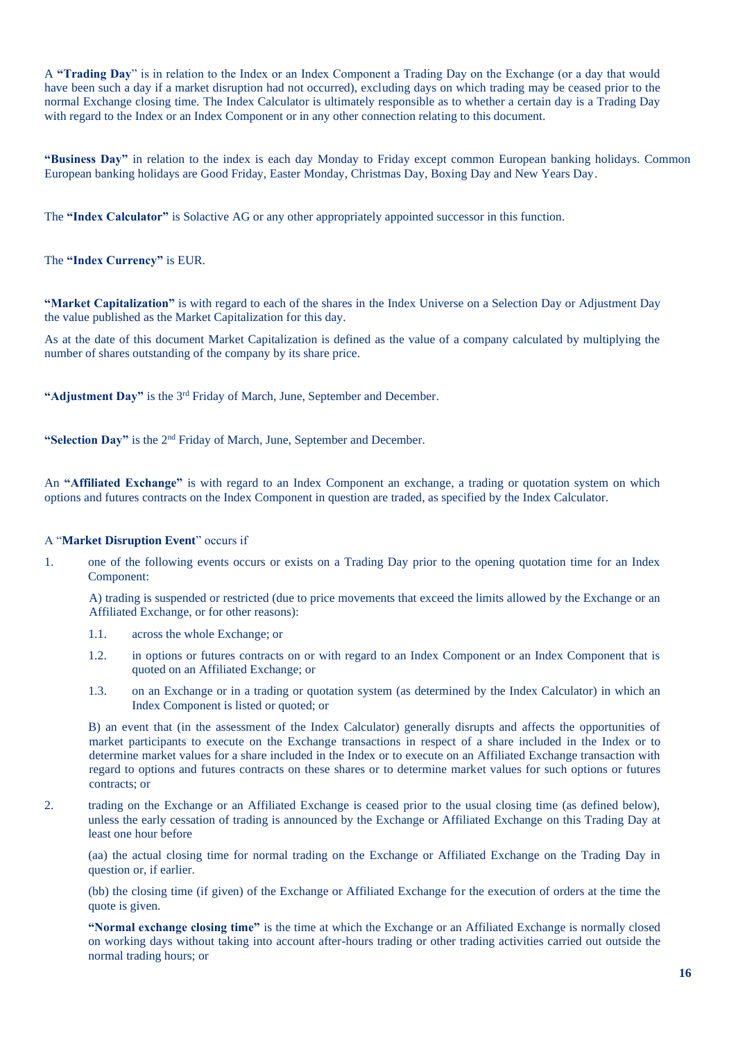A **"Trading Day"** is in relation to the Index or an Index Component a Trading Day on the Exchange (or a day that would have been such a day if a market disruption had not occurred), excluding days on which trading may be ceased prior to the normal Exchange closing time. The Index Calculator is ultimately responsible as to whether a certain day is a Trading Day with regard to the Index or an Index Component or in any other connection relating to this document.

**"Business Day"** in relation to the index is each day Monday to Friday except common European banking holidays. Common European banking holidays are Good Friday, Easter Monday, Christmas Day, Boxing Day and New Years Day.

The **"Index Calculator"** is Solactive AG or any other appropriately appointed successor in this function.

The **"Index Currency"** is EUR.

**"Market Capitalization"** is with regard to each of the shares in the Index Universe on a Selection Day or Adjustment Day the value published as the Market Capitalization for this day.

As at the date of this document Market Capitalization is defined as the value of a company calculated by multiplying the number of shares outstanding of the company by its share price.

**"Adjustment Day"** is the 3rd Friday of March, June, September and December.

**"Selection Day"** is the 2nd Friday of March, June, September and December.

An **"Affiliated Exchange"** is with regard to an Index Component an exchange, a trading or quotation system on which options and futures contracts on the Index Component in question are traded, as specified by the Index Calculator.

A "**Market Disruption Event**" occurs if

1. one of the following events occurs or exists on a Trading Day prior to the opening quotation time for an Index Component:

   A) trading is suspended or restricted (due to price movements that exceed the limits allowed by the Exchange or an Affiliated Exchange, or for other reasons):

   1.1. across the whole Exchange; or

   1.2. in options or futures contracts on or with regard to an Index Component or an Index Component that is quoted on an Affiliated Exchange; or

   1.3. on an Exchange or in a trading or quotation system (as determined by the Index Calculator) in which an Index Component is listed or quoted; or

   B) an event that (in the assessment of the Index Calculator) generally disrupts and affects the opportunities of market participants to execute on the Exchange transactions in respect of a share included in the Index or to determine market values for a share included in the Index or to execute on an Affiliated Exchange transaction with regard to options and futures contracts on these shares or to determine market values for such options or futures contracts; or

2. trading on the Exchange or an Affiliated Exchange is ceased prior to the usual closing time (as defined below), unless the early cessation of trading is announced by the Exchange or Affiliated Exchange on this Trading Day at least one hour before

   (aa) the actual closing time for normal trading on the Exchange or Affiliated Exchange on the Trading Day in question or, if earlier.

   (bb) the closing time (if given) of the Exchange or Affiliated Exchange for the execution of orders at the time the quote is given.

   **"Normal exchange closing time"** is the time at which the Exchange or an Affiliated Exchange is normally closed on working days without taking into account after-hours trading or other trading activities carried out outside the normal trading hours; or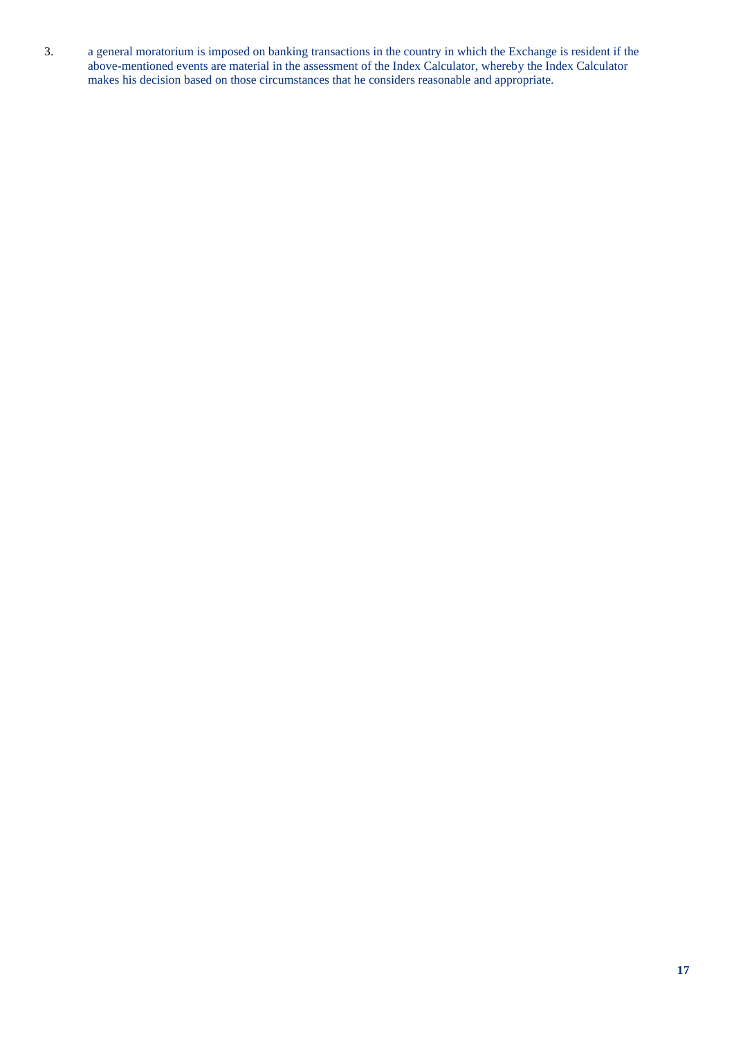3. a general moratorium is imposed on banking transactions in the country in which the Exchange is resident if the above-mentioned events are material in the assessment of the Index Calculator, whereby the Index Calculator makes his decision based on those circumstances that he considers reasonable and appropriate.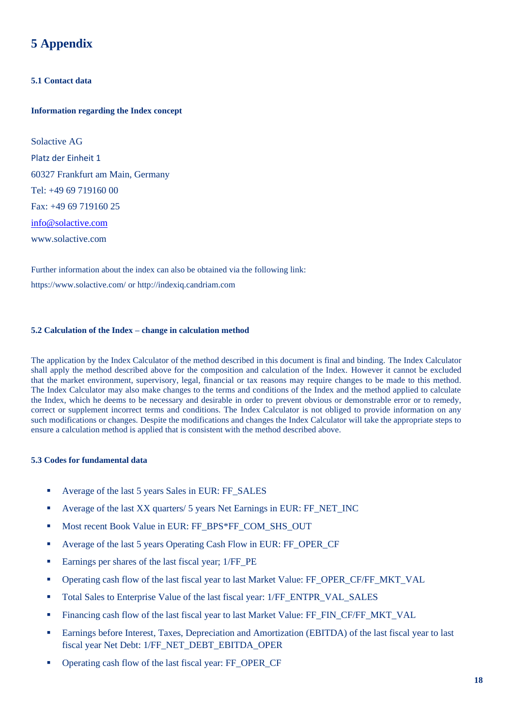# 5 Appendix

### 5.1 Contact data

**Information regarding the Index concept**

Solactive AG
Platz der Einheit 1
60327 Frankfurt am Main, Germany
Tel: +49 69 719160 00
Fax: +49 69 719160 25
info@solactive.com
www.solactive.com

Further information about the index can also be obtained via the following link:
https://www.solactive.com/ or http://indexiq.candriam.com

### 5.2 Calculation of the Index – change in calculation method

The application by the Index Calculator of the method described in this document is final and binding. The Index Calculator shall apply the method described above for the composition and calculation of the Index. However it cannot be excluded that the market environment, supervisory, legal, financial or tax reasons may require changes to be made to this method. The Index Calculator may also make changes to the terms and conditions of the Index and the method applied to calculate the Index, which he deems to be necessary and desirable in order to prevent obvious or demonstrable error or to remedy, correct or supplement incorrect terms and conditions. The Index Calculator is not obliged to provide information on any such modifications or changes. Despite the modifications and changes the Index Calculator will take the appropriate steps to ensure a calculation method is applied that is consistent with the method described above.

### 5.3 Codes for fundamental data

- Average of the last 5 years Sales in EUR: FF_SALES
- Average of the last XX quarters/ 5 years Net Earnings in EUR: FF_NET_INC
- Most recent Book Value in EUR: FF_BPS*FF_COM_SHS_OUT
- Average of the last 5 years Operating Cash Flow in EUR: FF_OPER_CF
- Earnings per shares of the last fiscal year; 1/FF_PE
- Operating cash flow of the last fiscal year to last Market Value: FF_OPER_CF/FF_MKT_VAL
- Total Sales to Enterprise Value of the last fiscal year: 1/FF_ENTPR_VAL_SALES
- Financing cash flow of the last fiscal year to last Market Value: FF_FIN_CF/FF_MKT_VAL
- Earnings before Interest, Taxes, Depreciation and Amortization (EBITDA) of the last fiscal year to last fiscal year Net Debt: 1/FF_NET_DEBT_EBITDA_OPER
- Operating cash flow of the last fiscal year: FF_OPER_CF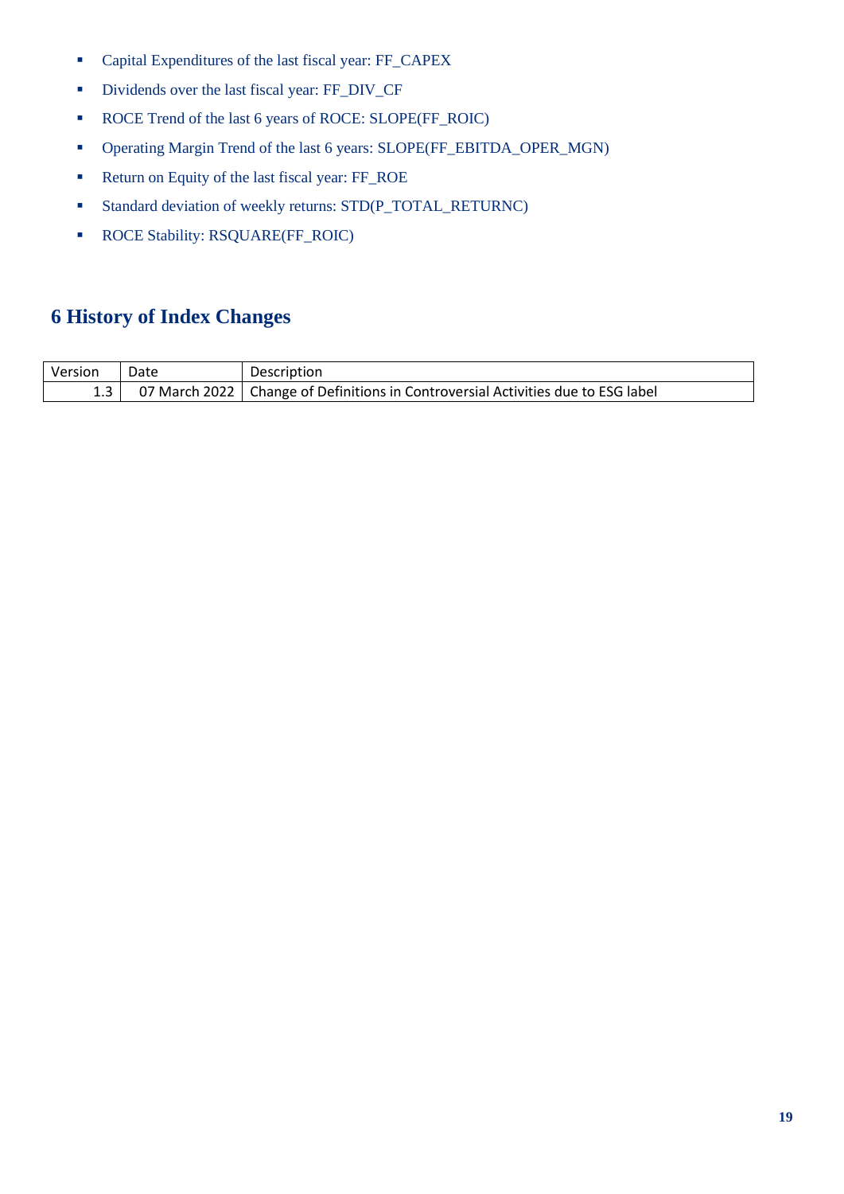- Capital Expenditures of the last fiscal year: FF_CAPEX
- Dividends over the last fiscal year: FF_DIV_CF
- ROCE Trend of the last 6 years of ROCE: SLOPE(FF_ROIC)
- Operating Margin Trend of the last 6 years: SLOPE(FF_EBITDA_OPER_MGN)
- Return on Equity of the last fiscal year: FF_ROE
- Standard deviation of weekly returns: STD(P_TOTAL_RETURNC)
- ROCE Stability: RSQUARE(FF_ROIC)

# 6 History of Index Changes

| Version | Date | Description |
|---|---|---|
| 1.3 | 07 March 2022 | Change of Definitions in Controversial Activities due to ESG label |